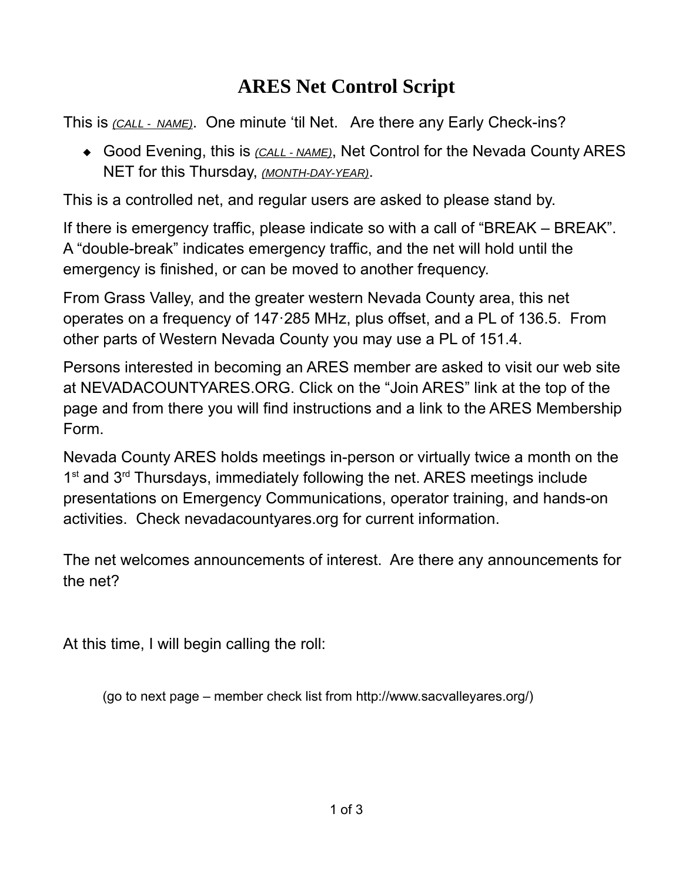# ARES Net Control Script

This is *(CALL - NAME)*. One minute 'til Net. Are there any Early Check-ins?

- Good Evening, this is *(CALL - NAME)*, Net Control for the Nevada County ARES NET for this Thursday, *(MONTH-DAY-YEAR)*.

This is a controlled net, and regular users are asked to please stand by.

If there is emergency traffic, please indicate so with a call of "BREAK – BREAK". A "double-break" indicates emergency traffic, and the net will hold until the emergency is finished, or can be moved to another frequency.

From Grass Valley, and the greater western Nevada County area, this net operates on a frequency of 147·285 MHz, plus offset, and a PL of 136.5. From other parts of Western Nevada County you may use a PL of 151.4.

Persons interested in becoming an ARES member are asked to visit our web site at NEVADACOUNTYARES.ORG. Click on the "Join ARES" link at the top of the page and from there you will find instructions and a link to the ARES Membership Form.

Nevada County ARES holds meetings in-person or virtually twice a month on the 1st and 3rd Thursdays, immediately following the net. ARES meetings include presentations on Emergency Communications, operator training, and hands-on activities. Check nevadacountyares.org for current information.

The net welcomes announcements of interest. Are there any announcements for the net?

At this time, I will begin calling the roll:

(go to next page – member check list from http://www.sacvalleyares.org/)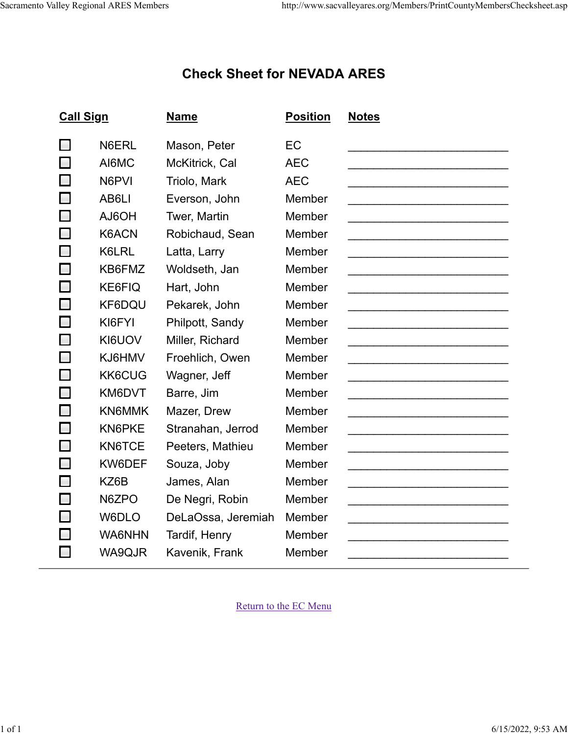# Check Sheet for NEVADA ARES

| Call Sign | Name | Position | Notes |
|---|---|---|---|
| ☐ N6ERL | Mason, Peter | EC | ________________________ |
| ☐ AI6MC | McKitrick, Cal | AEC | ________________________ |
| ☐ N6PVI | Triolo, Mark | AEC | ________________________ |
| ☐ AB6LI | Everson, John | Member | ________________________ |
| ☐ AJ6OH | Twer, Martin | Member | ________________________ |
| ☐ K6ACN | Robichaud, Sean | Member | ________________________ |
| ☐ K6LRL | Latta, Larry | Member | ________________________ |
| ☐ KB6FMZ | Woldseth, Jan | Member | ________________________ |
| ☐ KE6FIQ | Hart, John | Member | ________________________ |
| ☐ KF6DQU | Pekarek, John | Member | ________________________ |
| ☐ KI6FYI | Philpott, Sandy | Member | ________________________ |
| ☐ KI6UOV | Miller, Richard | Member | ________________________ |
| ☐ KJ6HMV | Froehlich, Owen | Member | ________________________ |
| ☐ KK6CUG | Wagner, Jeff | Member | ________________________ |
| ☐ KM6DVT | Barre, Jim | Member | ________________________ |
| ☐ KN6MMK | Mazer, Drew | Member | ________________________ |
| ☐ KN6PKE | Stranahan, Jerrod | Member | ________________________ |
| ☐ KN6TCE | Peeters, Mathieu | Member | ________________________ |
| ☐ KW6DEF | Souza, Joby | Member | ________________________ |
| ☐ KZ6B | James, Alan | Member | ________________________ |
| ☐ N6ZPO | De Negri, Robin | Member | ________________________ |
| ☐ W6DLO | DeLaOssa, Jeremiah | Member | ________________________ |
| ☐ WA6NHN | Tardif, Henry | Member | ________________________ |
| ☐ WA9QJR | Kavenik, Frank | Member | ________________________ |

---

Return to the EC Menu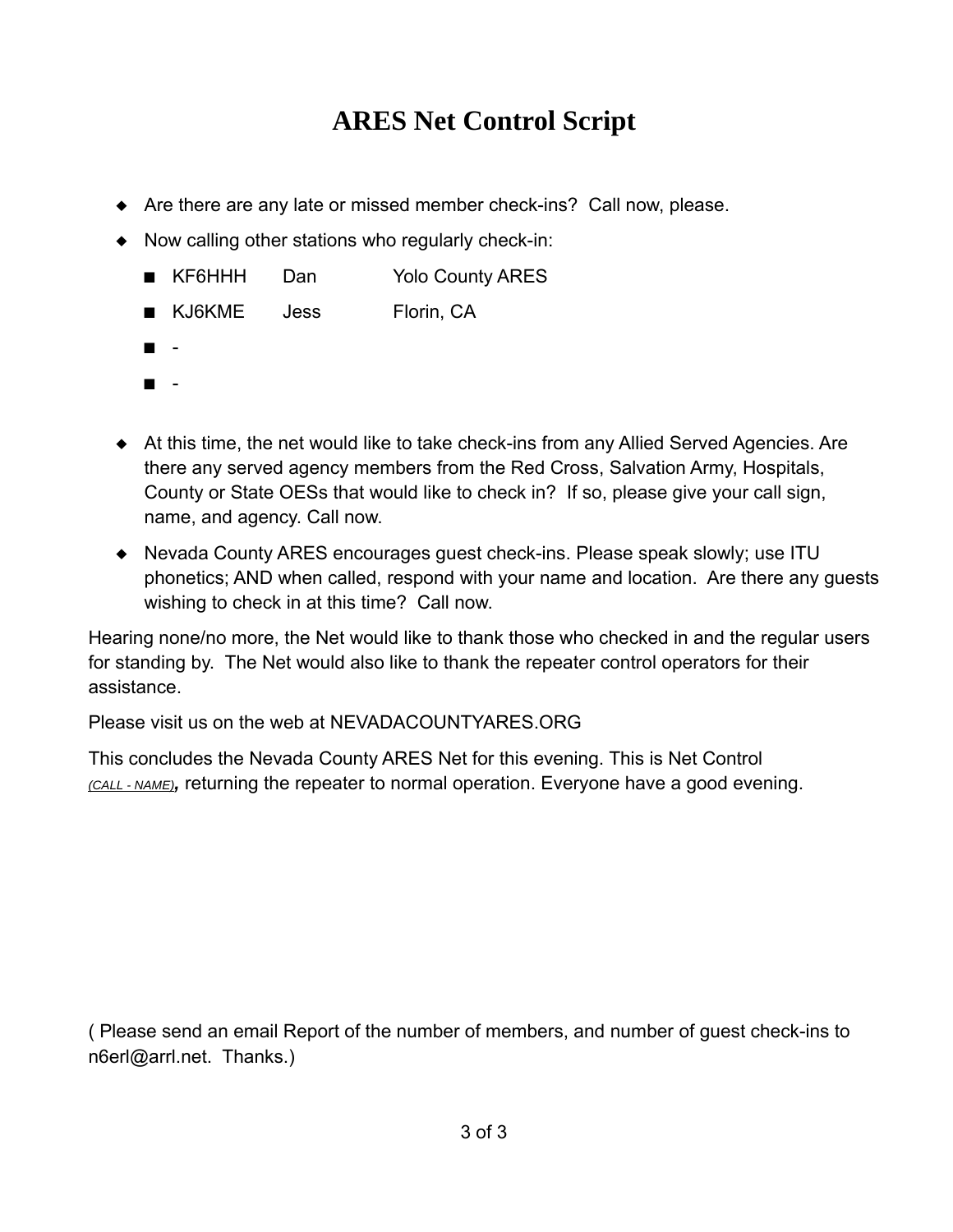# ARES Net Control Script

- Are there are any late or missed member check-ins? Call now, please.
- Now calling other stations who regularly check-in:
  - KF6HHH Dan Yolo County ARES
  - KJ6KME Jess Florin, CA
  - -
  - -
- At this time, the net would like to take check-ins from any Allied Served Agencies. Are there any served agency members from the Red Cross, Salvation Army, Hospitals, County or State OESs that would like to check in? If so, please give your call sign, name, and agency. Call now.
- Nevada County ARES encourages guest check-ins. Please speak slowly; use ITU phonetics; AND when called, respond with your name and location. Are there any guests wishing to check in at this time? Call now.

Hearing none/no more, the Net would like to thank those who checked in and the regular users for standing by. The Net would also like to thank the repeater control operators for their assistance.

Please visit us on the web at NEVADACOUNTYARES.ORG

This concludes the Nevada County ARES Net for this evening. This is Net Control *(CALL - NAME)*, returning the repeater to normal operation. Everyone have a good evening.

( Please send an email Report of the number of members, and number of guest check-ins to n6erl@arrl.net. Thanks.)